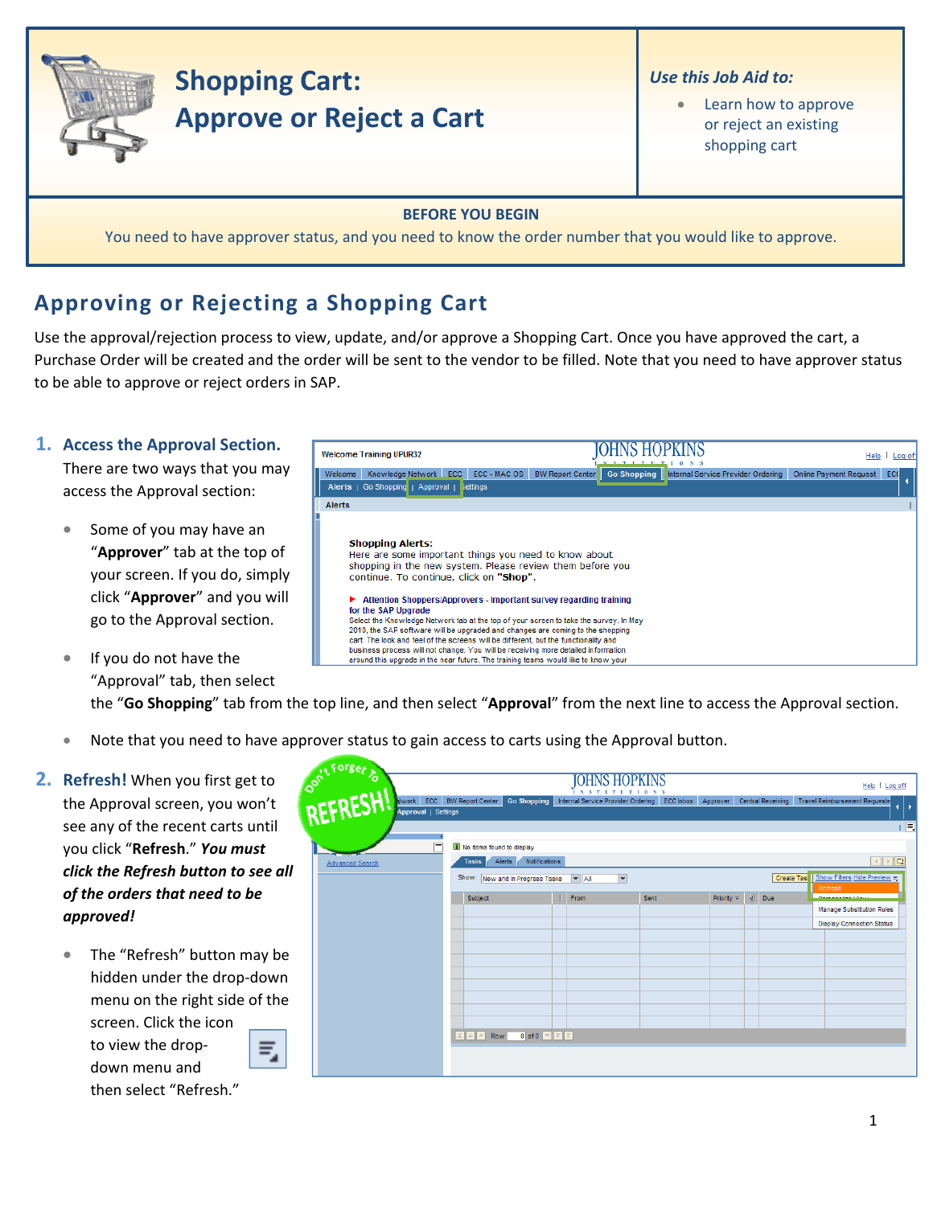# Shopping Cart: Approve or Reject a Cart

***Use this Job Aid to:***

- Learn how to approve or reject an existing shopping cart

**BEFORE YOU BEGIN**

You need to have approver status, and you need to know the order number that you would like to approve.

## Approving or Rejecting a Shopping Cart

Use the approval/rejection process to view, update, and/or approve a Shopping Cart. Once you have approved the cart, a Purchase Order will be created and the order will be sent to the vendor to be filled. Note that you need to have approver status to be able to approve or reject orders in SAP.

1. **Access the Approval Section.** There are two ways that you may access the Approval section:

   - Some of you may have an "**Approver**" tab at the top of your screen. If you do, simply click "**Approver**" and you will go to the Approval section.
   - If you do not have the "Approval" tab, then select the "**Go Shopping**" tab from the top line, and then select "**Approval**" from the next line to access the Approval section.
   - Note that you need to have approver status to gain access to carts using the Approval button.

2. **Refresh!** When you first get to the Approval screen, you won't see any of the recent carts until you click "**Refresh**." ***You must click the Refresh button to see all of the orders that need to be approved!***

   - The "Refresh" button may be hidden under the drop-down menu on the right side of the screen. Click the icon to view the drop-down menu and then select "Refresh."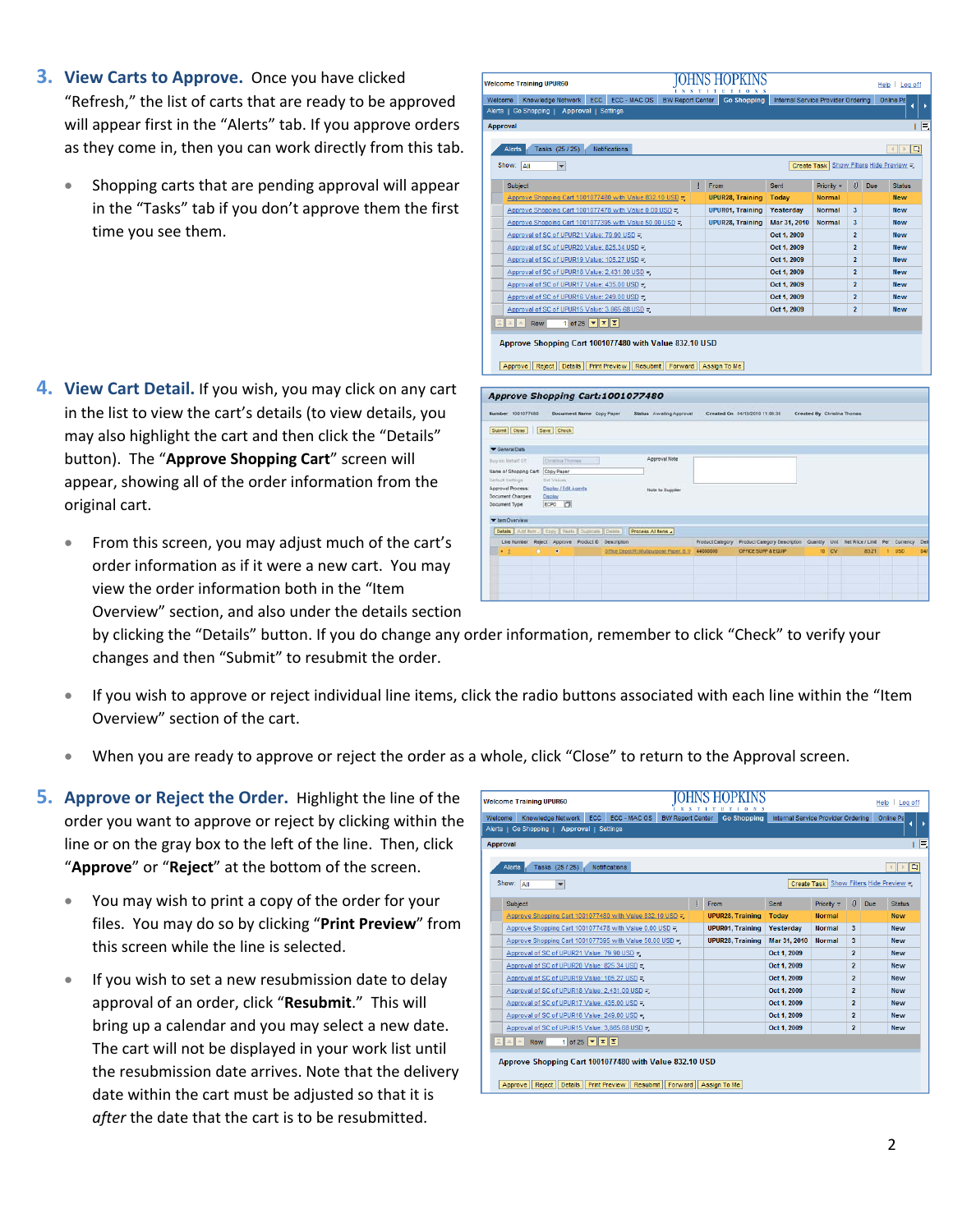3. **View Carts to Approve.** Once you have clicked "Refresh," the list of carts that are ready to be approved will appear first in the "Alerts" tab. If you approve orders as they come in, then you can work directly from this tab.

   - Shopping carts that are pending approval will appear in the "Tasks" tab if you don't approve them the first time you see them.

4. **View Cart Detail.** If you wish, you may click on any cart in the list to view the cart's details (to view details, you may also highlight the cart and then click the "Details" button). The "**Approve Shopping Cart**" screen will appear, showing all of the order information from the original cart.

   - From this screen, you may adjust much of the cart's order information as if it were a new cart. You may view the order information both in the "Item Overview" section, and also under the details section by clicking the "Details" button. If you do change any order information, remember to click "Check" to verify your changes and then "Submit" to resubmit the order.

   - If you wish to approve or reject individual line items, click the radio buttons associated with each line within the "Item Overview" section of the cart.

   - When you are ready to approve or reject the order as a whole, click "Close" to return to the Approval screen.

5. **Approve or Reject the Order.** Highlight the line of the order you want to approve or reject by clicking within the line or on the gray box to the left of the line. Then, click "**Approve**" or "**Reject**" at the bottom of the screen.

   - You may wish to print a copy of the order for your files. You may do so by clicking "**Print Preview**" from this screen while the line is selected.

   - If you wish to set a new resubmission date to delay approval of an order, click "**Resubmit**." This will bring up a calendar and you may select a new date. The cart will not be displayed in your work list until the resubmission date arrives. Note that the delivery date within the cart must be adjusted so that it is *after* the date that the cart is to be resubmitted.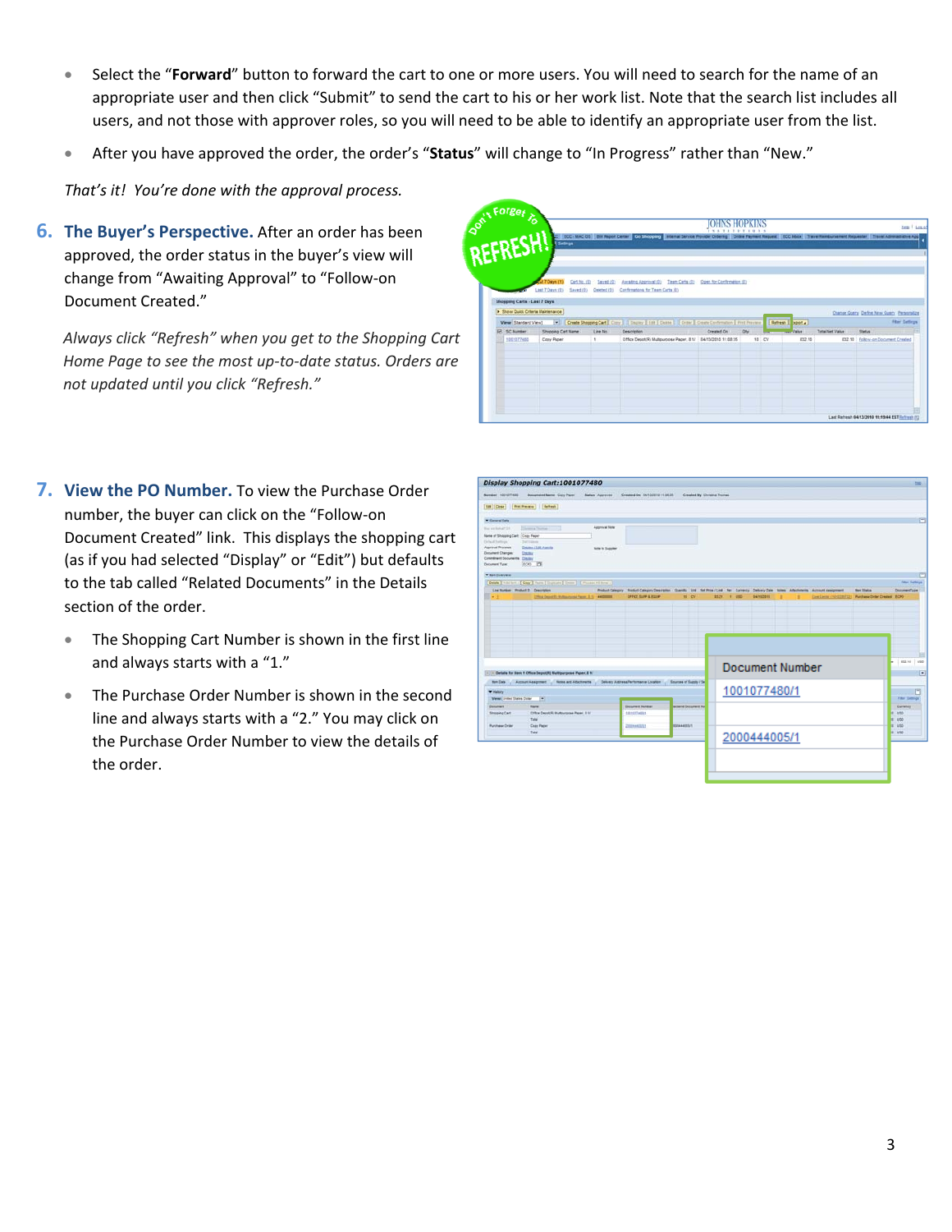- Select the "**Forward**" button to forward the cart to one or more users. You will need to search for the name of an appropriate user and then click "Submit" to send the cart to his or her work list. Note that the search list includes all users, and not those with approver roles, so you will need to be able to identify an appropriate user from the list.
- After you have approved the order, the order's "**Status**" will change to "In Progress" rather than "New."

*That's it! You're done with the approval process.*

## 6. The Buyer's Perspective.

After an order has been approved, the order status in the buyer's view will change from "Awaiting Approval" to "Follow-on Document Created."

*Always click "Refresh" when you get to the Shopping Cart Home Page to see the most up-to-date status. Orders are not updated until you click "Refresh."*

## 7. View the PO Number.

To view the Purchase Order number, the buyer can click on the "Follow-on Document Created" link. This displays the shopping cart (as if you had selected "Display" or "Edit") but defaults to the tab called "Related Documents" in the Details section of the order.

- The Shopping Cart Number is shown in the first line and always starts with a "1."
- The Purchase Order Number is shown in the second line and always starts with a "2." You may click on the Purchase Order Number to view the details of the order.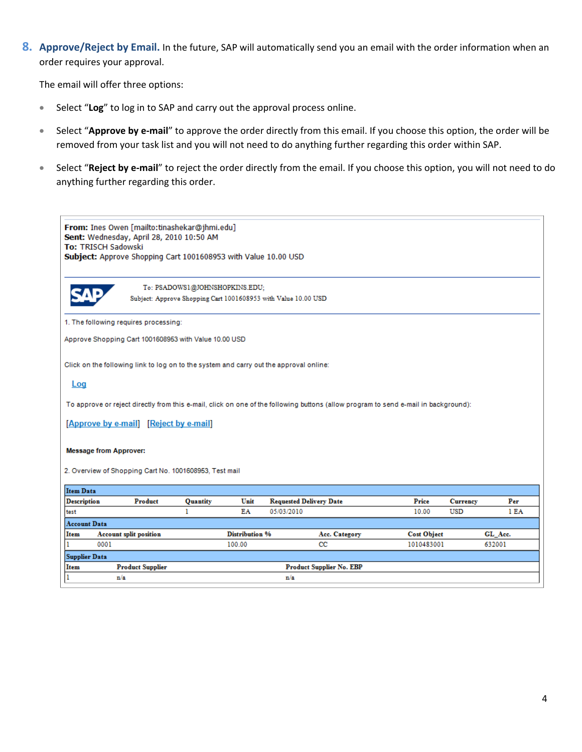## 8. Approve/Reject by Email.

In the future, SAP will automatically send you an email with the order information when an order requires your approval.

The email will offer three options:

- Select "**Log**" to log in to SAP and carry out the approval process online.
- Select "**Approve by e-mail**" to approve the order directly from this email. If you choose this option, the order will be removed from your task list and you will not need to do anything further regarding this order within SAP.
- Select "**Reject by e-mail**" to reject the order directly from the email. If you choose this option, you will not need to do anything further regarding this order.

**From:** Ines Owen [mailto:tinashekar@jhmi.edu]
**Sent:** Wednesday, April 28, 2010 10:50 AM
**To:** TRISCH Sadowski
**Subject:** Approve Shopping Cart 1001608953 with Value 10.00 USD

SAP

To: PSADOWS1@JOHNSHOPKINS.EDU;
Subject: Approve Shopping Cart 1001608953 with Value 10.00 USD

1. The following requires processing:

Approve Shopping Cart 1001608953 with Value 10.00 USD

Click on the following link to log on to the system and carry out the approval online:

Log

To approve or reject directly from this e-mail, click on one of the following buttons (allow program to send e-mail in background):

[Approve by e-mail] [Reject by e-mail]

**Message from Approver:**

2. Overview of Shopping Cart No. 1001608953, Test mail

| Item Data | | | | | | | |
|---|---|---|---|---|---|---|---|
| **Description** | **Product** | **Quantity** | **Unit** | **Requested Delivery Date** | **Price** | **Currency** | **Per** |
| test | | 1 | EA | 05/03/2010 | 10.00 | USD | 1 EA |

| Account Data | | | | | |
|---|---|---|---|---|---|
| **Item** | **Account split position** | **Distribution %** | **Acc. Category** | **Cost Object** | **GL_Acc.** |
| 1 | 0001 | 100.00 | CC | 1010483001 | 632001 |

| Supplier Data | | |
|---|---|---|
| **Item** | **Product Supplier** | **Product Supplier No. EBP** |
| 1 | n/a | n/a |